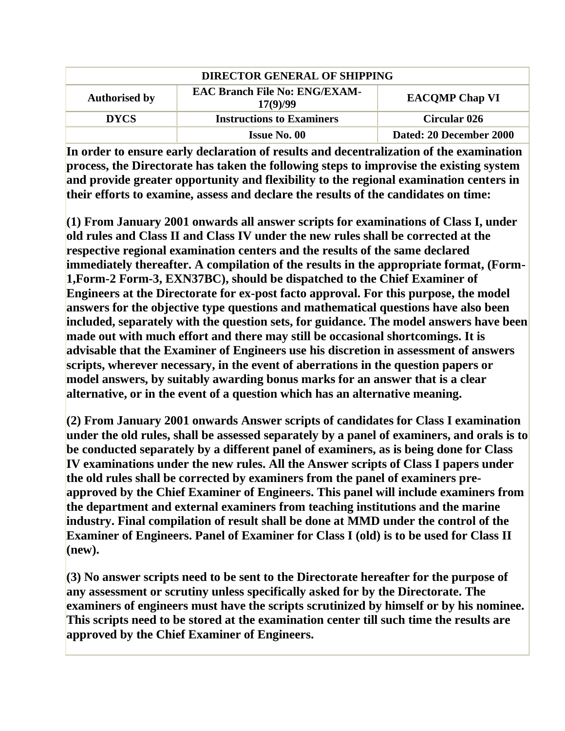| DIRECTOR GENERAL OF SHIPPING | | |
|---|---|---|
| **Authorised by** | **EAC Branch File No: ENG/EXAM-17(9)/99** | **EACQMP Chap VI** |
| **DYCS** | **Instructions to Examiners** | **Circular 026** |
| | **Issue No. 00** | **Dated: 20 December 2000** |

**In order to ensure early declaration of results and decentralization of the examination process, the Directorate has taken the following steps to improvise the existing system and provide greater opportunity and flexibility to the regional examination centers in their efforts to examine, assess and declare the results of the candidates on time:**

**(1) From January 2001 onwards all answer scripts for examinations of Class I, under old rules and Class II and Class IV under the new rules shall be corrected at the respective regional examination centers and the results of the same declared immediately thereafter. A compilation of the results in the appropriate format, (Form-1,Form-2 Form-3, EXN37BC), should be dispatched to the Chief Examiner of Engineers at the Directorate for ex-post facto approval. For this purpose, the model answers for the objective type questions and mathematical questions have also been included, separately with the question sets, for guidance. The model answers have been made out with much effort and there may still be occasional shortcomings. It is advisable that the Examiner of Engineers use his discretion in assessment of answers scripts, wherever necessary, in the event of aberrations in the question papers or model answers, by suitably awarding bonus marks for an answer that is a clear alternative, or in the event of a question which has an alternative meaning.**

**(2) From January 2001 onwards Answer scripts of candidates for Class I examination under the old rules, shall be assessed separately by a panel of examiners, and orals is to be conducted separately by a different panel of examiners, as is being done for Class IV examinations under the new rules. All the Answer scripts of Class I papers under the old rules shall be corrected by examiners from the panel of examiners pre-approved by the Chief Examiner of Engineers. This panel will include examiners from the department and external examiners from teaching institutions and the marine industry. Final compilation of result shall be done at MMD under the control of the Examiner of Engineers. Panel of Examiner for Class I (old) is to be used for Class II (new).**

**(3) No answer scripts need to be sent to the Directorate hereafter for the purpose of any assessment or scrutiny unless specifically asked for by the Directorate. The examiners of engineers must have the scripts scrutinized by himself or by his nominee. This scripts need to be stored at the examination center till such time the results are approved by the Chief Examiner of Engineers.**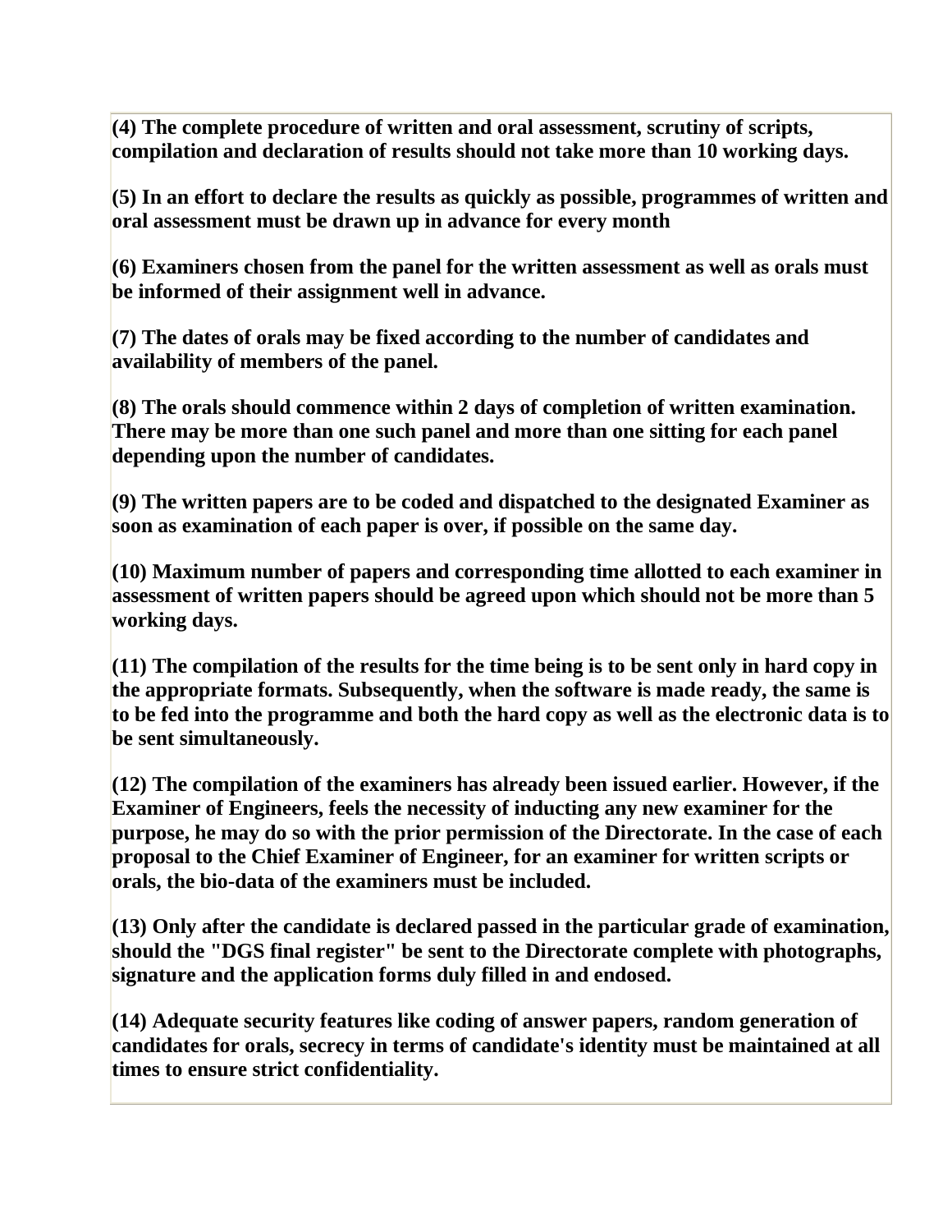**(4) The complete procedure of written and oral assessment, scrutiny of scripts, compilation and declaration of results should not take more than 10 working days.**

**(5) In an effort to declare the results as quickly as possible, programmes of written and oral assessment must be drawn up in advance for every month**

**(6) Examiners chosen from the panel for the written assessment as well as orals must be informed of their assignment well in advance.**

**(7) The dates of orals may be fixed according to the number of candidates and availability of members of the panel.**

**(8) The orals should commence within 2 days of completion of written examination. There may be more than one such panel and more than one sitting for each panel depending upon the number of candidates.**

**(9) The written papers are to be coded and dispatched to the designated Examiner as soon as examination of each paper is over, if possible on the same day.**

**(10) Maximum number of papers and corresponding time allotted to each examiner in assessment of written papers should be agreed upon which should not be more than 5 working days.**

**(11) The compilation of the results for the time being is to be sent only in hard copy in the appropriate formats. Subsequently, when the software is made ready, the same is to be fed into the programme and both the hard copy as well as the electronic data is to be sent simultaneously.**

**(12) The compilation of the examiners has already been issued earlier. However, if the Examiner of Engineers, feels the necessity of inducting any new examiner for the purpose, he may do so with the prior permission of the Directorate. In the case of each proposal to the Chief Examiner of Engineer, for an examiner for written scripts or orals, the bio-data of the examiners must be included.**

**(13) Only after the candidate is declared passed in the particular grade of examination, should the "DGS final register" be sent to the Directorate complete with photographs, signature and the application forms duly filled in and endosed.**

**(14) Adequate security features like coding of answer papers, random generation of candidates for orals, secrecy in terms of candidate's identity must be maintained at all times to ensure strict confidentiality.**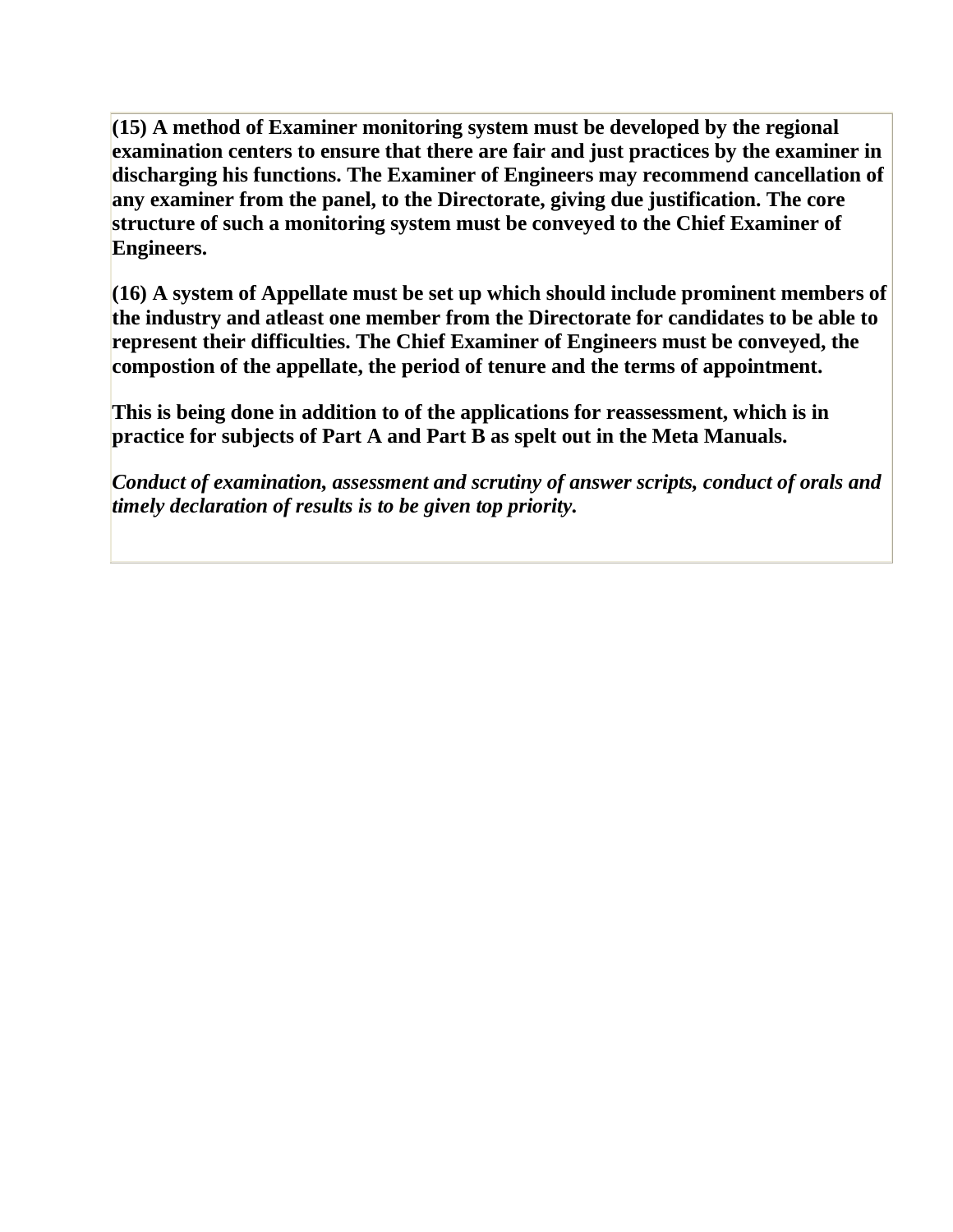**(15) A method of Examiner monitoring system must be developed by the regional examination centers to ensure that there are fair and just practices by the examiner in discharging his functions. The Examiner of Engineers may recommend cancellation of any examiner from the panel, to the Directorate, giving due justification. The core structure of such a monitoring system must be conveyed to the Chief Examiner of Engineers.**

**(16) A system of Appellate must be set up which should include prominent members of the industry and atleast one member from the Directorate for candidates to be able to represent their difficulties. The Chief Examiner of Engineers must be conveyed, the compostion of the appellate, the period of tenure and the terms of appointment.**

**This is being done in addition to of the applications for reassessment, which is in practice for subjects of Part A and Part B as spelt out in the Meta Manuals.**

***Conduct of examination, assessment and scrutiny of answer scripts, conduct of orals and timely declaration of results is to be given top priority.***